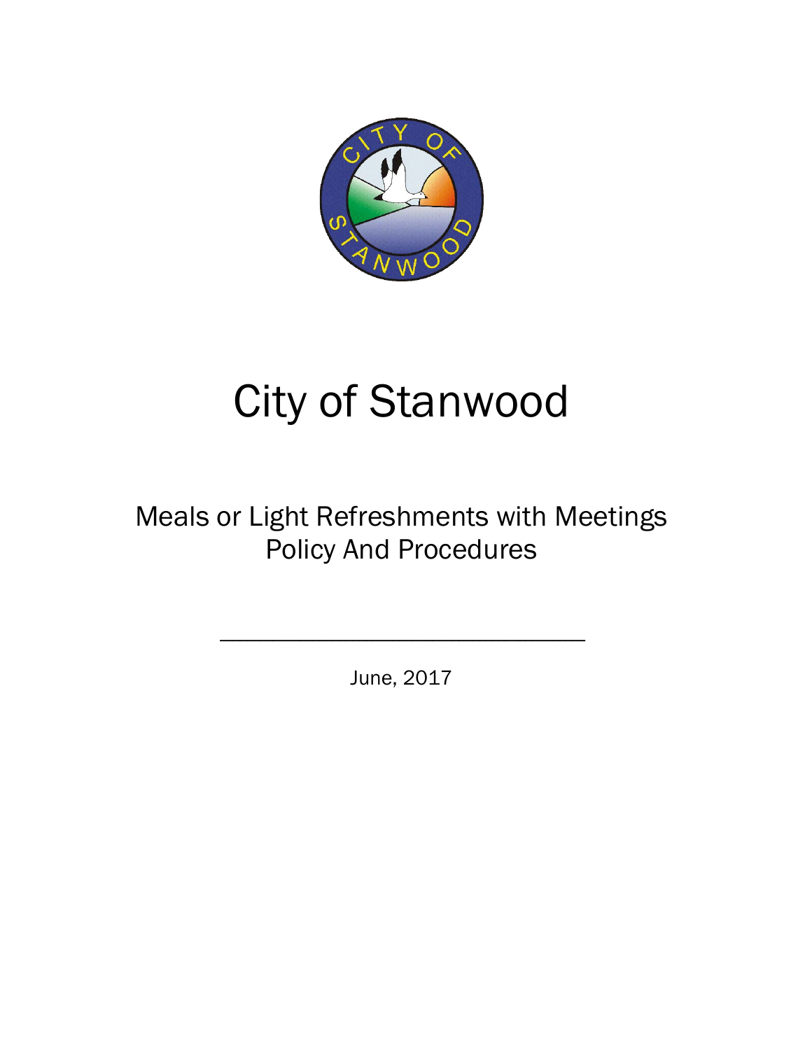# City of Stanwood

## Meals or Light Refreshments with Meetings Policy And Procedures

---

June, 2017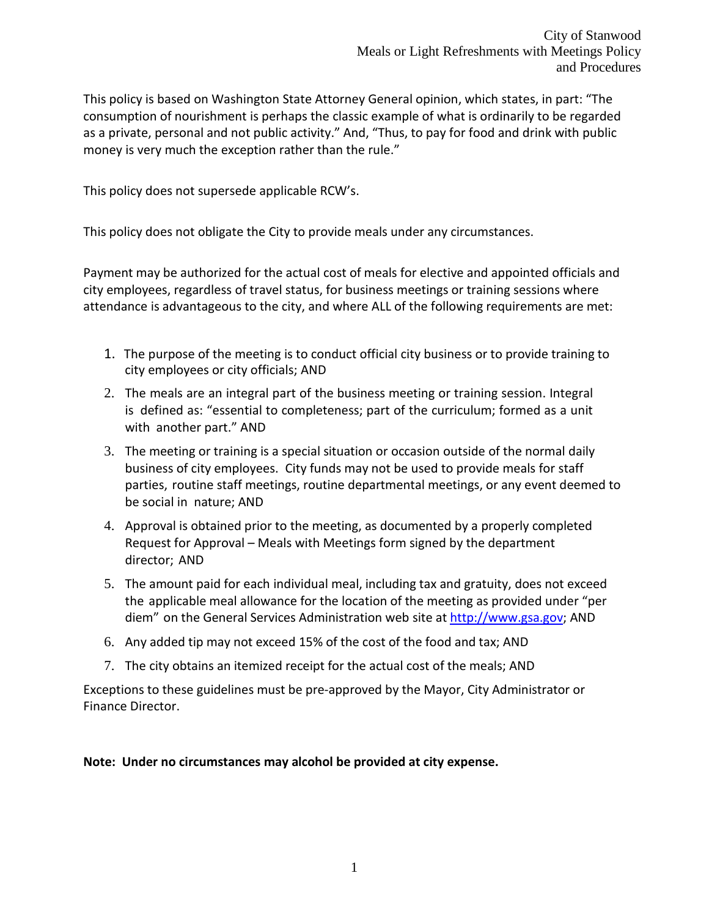This policy is based on Washington State Attorney General opinion, which states, in part: "The consumption of nourishment is perhaps the classic example of what is ordinarily to be regarded as a private, personal and not public activity." And, "Thus, to pay for food and drink with public money is very much the exception rather than the rule."

This policy does not supersede applicable RCW's.

This policy does not obligate the City to provide meals under any circumstances.

Payment may be authorized for the actual cost of meals for elective and appointed officials and city employees, regardless of travel status, for business meetings or training sessions where attendance is advantageous to the city, and where ALL of the following requirements are met:

1. The purpose of the meeting is to conduct official city business or to provide training to city employees or city officials; AND
2. The meals are an integral part of the business meeting or training session. Integral is defined as: "essential to completeness; part of the curriculum; formed as a unit with another part." AND
3. The meeting or training is a special situation or occasion outside of the normal daily business of city employees. City funds may not be used to provide meals for staff parties, routine staff meetings, routine departmental meetings, or any event deemed to be social in nature; AND
4. Approval is obtained prior to the meeting, as documented by a properly completed Request for Approval – Meals with Meetings form signed by the department director; AND
5. The amount paid for each individual meal, including tax and gratuity, does not exceed the applicable meal allowance for the location of the meeting as provided under "per diem" on the General Services Administration web site at http://www.gsa.gov; AND
6. Any added tip may not exceed 15% of the cost of the food and tax; AND
7. The city obtains an itemized receipt for the actual cost of the meals; AND

Exceptions to these guidelines must be pre-approved by the Mayor, City Administrator or Finance Director.

**Note: Under no circumstances may alcohol be provided at city expense.**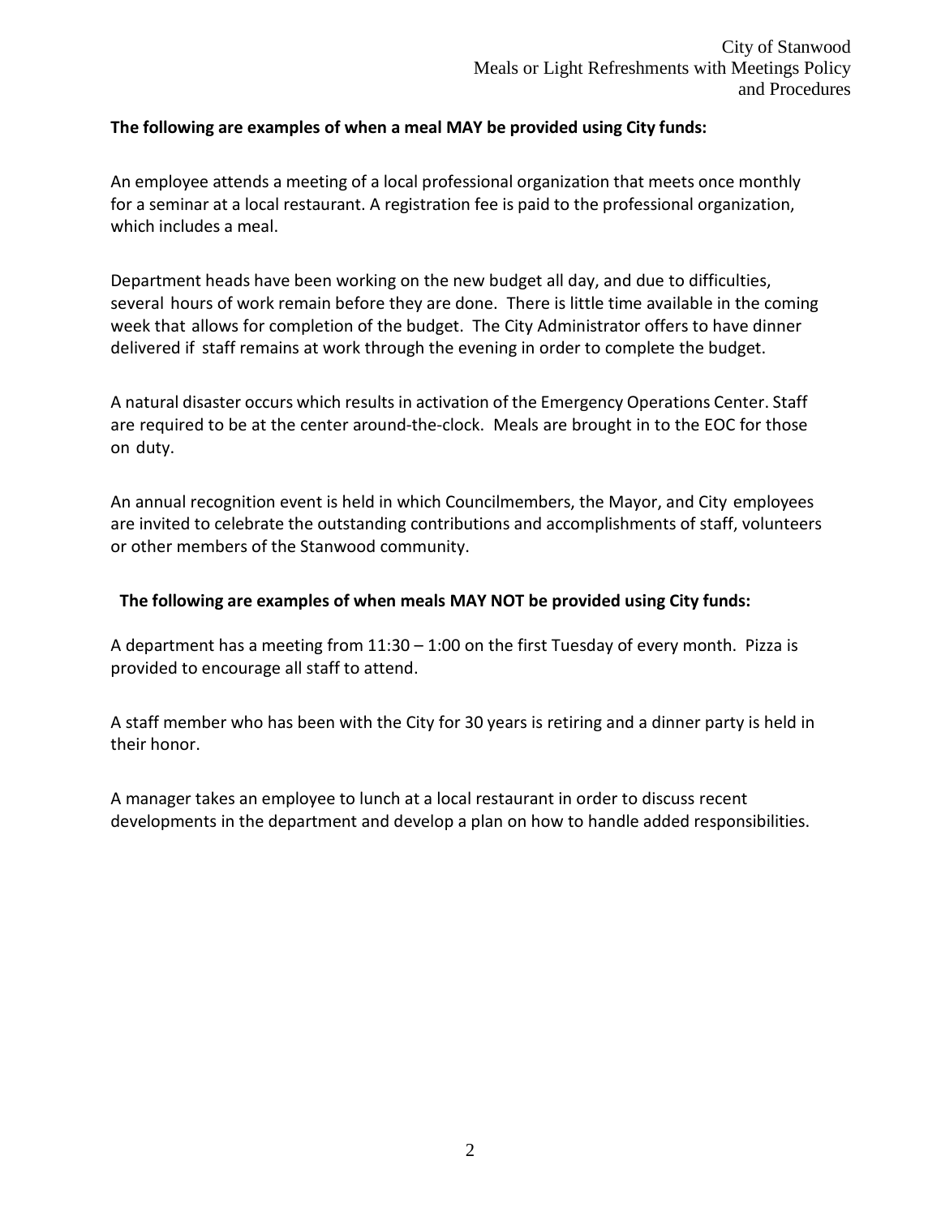**The following are examples of when a meal MAY be provided using City funds:**

An employee attends a meeting of a local professional organization that meets once monthly for a seminar at a local restaurant. A registration fee is paid to the professional organization, which includes a meal.

Department heads have been working on the new budget all day, and due to difficulties, several hours of work remain before they are done. There is little time available in the coming week that allows for completion of the budget. The City Administrator offers to have dinner delivered if staff remains at work through the evening in order to complete the budget.

A natural disaster occurs which results in activation of the Emergency Operations Center. Staff are required to be at the center around-the-clock. Meals are brought in to the EOC for those on duty.

An annual recognition event is held in which Councilmembers, the Mayor, and City employees are invited to celebrate the outstanding contributions and accomplishments of staff, volunteers or other members of the Stanwood community.

**The following are examples of when meals MAY NOT be provided using City funds:**

A department has a meeting from 11:30 – 1:00 on the first Tuesday of every month. Pizza is provided to encourage all staff to attend.

A staff member who has been with the City for 30 years is retiring and a dinner party is held in their honor.

A manager takes an employee to lunch at a local restaurant in order to discuss recent developments in the department and develop a plan on how to handle added responsibilities.